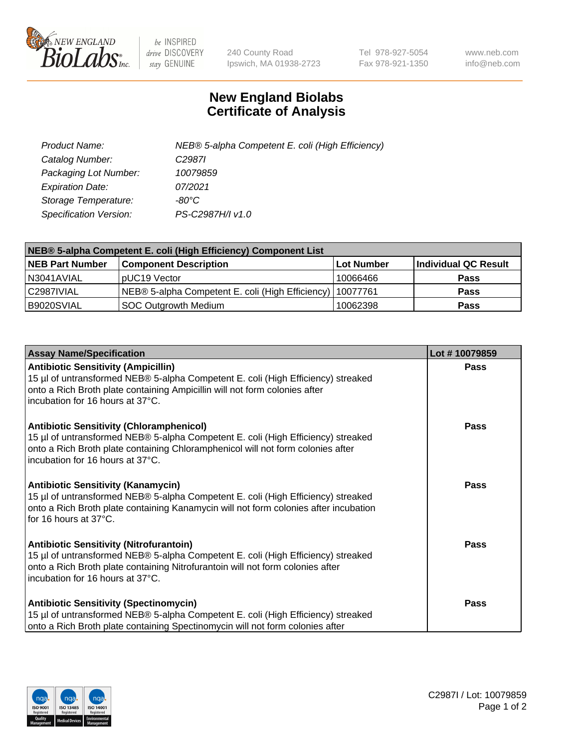# New England Biolabs
# Certificate of Analysis

| | |
|---|---|
| *Product Name:* | *NEB® 5-alpha Competent E. coli (High Efficiency)* |
| *Catalog Number:* | *C2987I* |
| *Packaging Lot Number:* | *10079859* |
| *Expiration Date:* | *07/2021* |
| *Storage Temperature:* | *-80°C* |
| *Specification Version:* | *PS-C2987H/I v1.0* |

| **NEB® 5-alpha Competent E. coli (High Efficiency) Component List** | | | |
|---|---|---|---|
| **NEB Part Number** | **Component Description** | **Lot Number** | **Individual QC Result** |
| N3041AVIAL | pUC19 Vector | 10066466 | **Pass** |
| C2987IVIAL | NEB® 5-alpha Competent E. coli (High Efficiency) | 10077761 | **Pass** |
| B9020SVIAL | SOC Outgrowth Medium | 10062398 | **Pass** |

| **Assay Name/Specification** | **Lot # 10079859** |
|---|---|
| **Antibiotic Sensitivity (Ampicillin)** 15 µl of untransformed NEB® 5-alpha Competent E. coli (High Efficiency) streaked onto a Rich Broth plate containing Ampicillin will not form colonies after incubation for 16 hours at 37°C. | **Pass** |
| **Antibiotic Sensitivity (Chloramphenicol)** 15 µl of untransformed NEB® 5-alpha Competent E. coli (High Efficiency) streaked onto a Rich Broth plate containing Chloramphenicol will not form colonies after incubation for 16 hours at 37°C. | **Pass** |
| **Antibiotic Sensitivity (Kanamycin)** 15 µl of untransformed NEB® 5-alpha Competent E. coli (High Efficiency) streaked onto a Rich Broth plate containing Kanamycin will not form colonies after incubation for 16 hours at 37°C. | **Pass** |
| **Antibiotic Sensitivity (Nitrofurantoin)** 15 µl of untransformed NEB® 5-alpha Competent E. coli (High Efficiency) streaked onto a Rich Broth plate containing Nitrofurantoin will not form colonies after incubation for 16 hours at 37°C. | **Pass** |
| **Antibiotic Sensitivity (Spectinomycin)** 15 µl of untransformed NEB® 5-alpha Competent E. coli (High Efficiency) streaked onto a Rich Broth plate containing Spectinomycin will not form colonies after | **Pass** |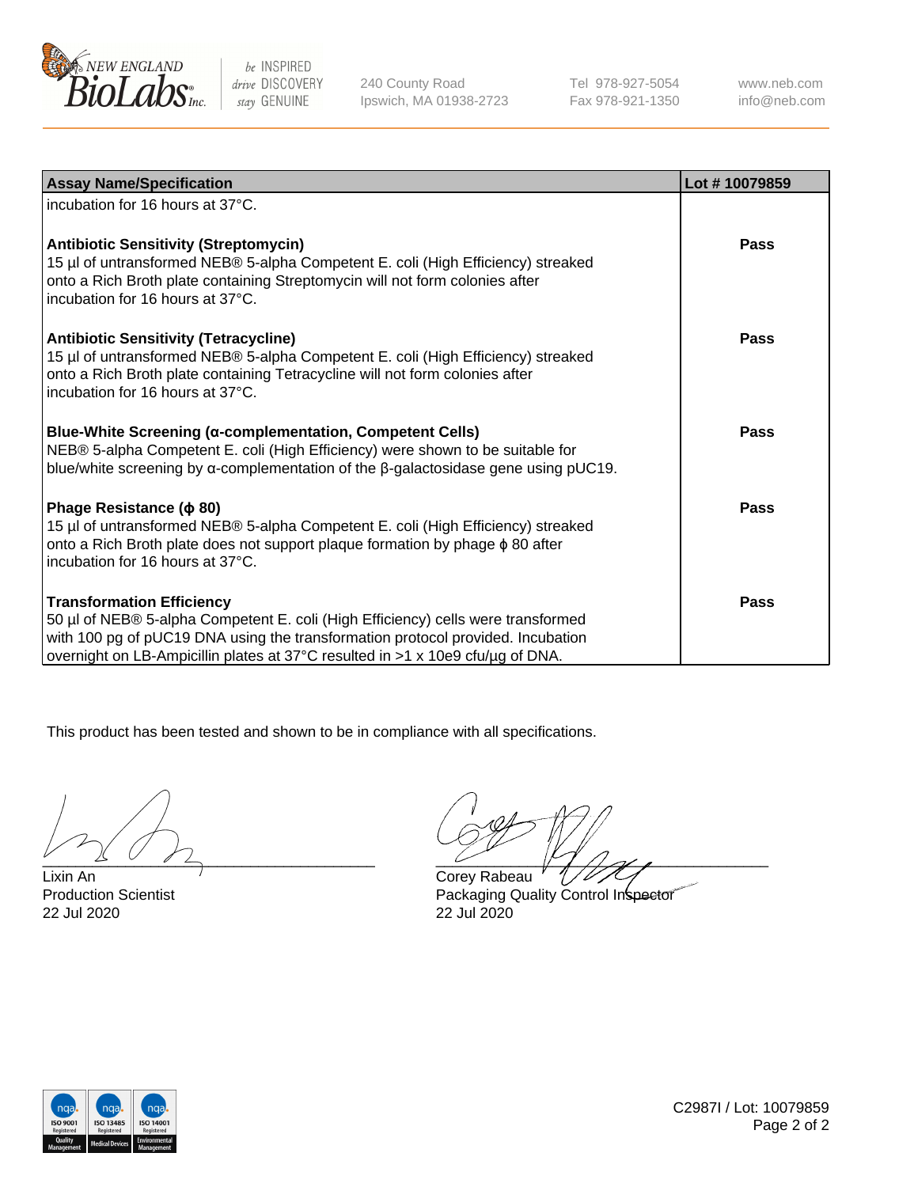| Assay Name/Specification | Lot # 10079859 |
| --- | --- |
| incubation for 16 hours at 37°C. | |
| **Antibiotic Sensitivity (Streptomycin)**<br>15 µl of untransformed NEB® 5-alpha Competent E. coli (High Efficiency) streaked onto a Rich Broth plate containing Streptomycin will not form colonies after incubation for 16 hours at 37°C. | Pass |
| **Antibiotic Sensitivity (Tetracycline)**<br>15 µl of untransformed NEB® 5-alpha Competent E. coli (High Efficiency) streaked onto a Rich Broth plate containing Tetracycline will not form colonies after incubation for 16 hours at 37°C. | Pass |
| **Blue-White Screening (α-complementation, Competent Cells)**<br>NEB® 5-alpha Competent E. coli (High Efficiency) were shown to be suitable for blue/white screening by α-complementation of the β-galactosidase gene using pUC19. | Pass |
| **Phage Resistance (ϕ 80)**<br>15 µl of untransformed NEB® 5-alpha Competent E. coli (High Efficiency) streaked onto a Rich Broth plate does not support plaque formation by phage ϕ 80 after incubation for 16 hours at 37°C. | Pass |
| **Transformation Efficiency**<br>50 µl of NEB® 5-alpha Competent E. coli (High Efficiency) cells were transformed with 100 pg of pUC19 DNA using the transformation protocol provided. Incubation overnight on LB-Ampicillin plates at 37°C resulted in >1 x 10e9 cfu/µg of DNA. | Pass |

This product has been tested and shown to be in compliance with all specifications.

Lixin An
Production Scientist
22 Jul 2020

Corey Rabeau
Packaging Quality Control Inspector
22 Jul 2020

C2987I / Lot: 10079859